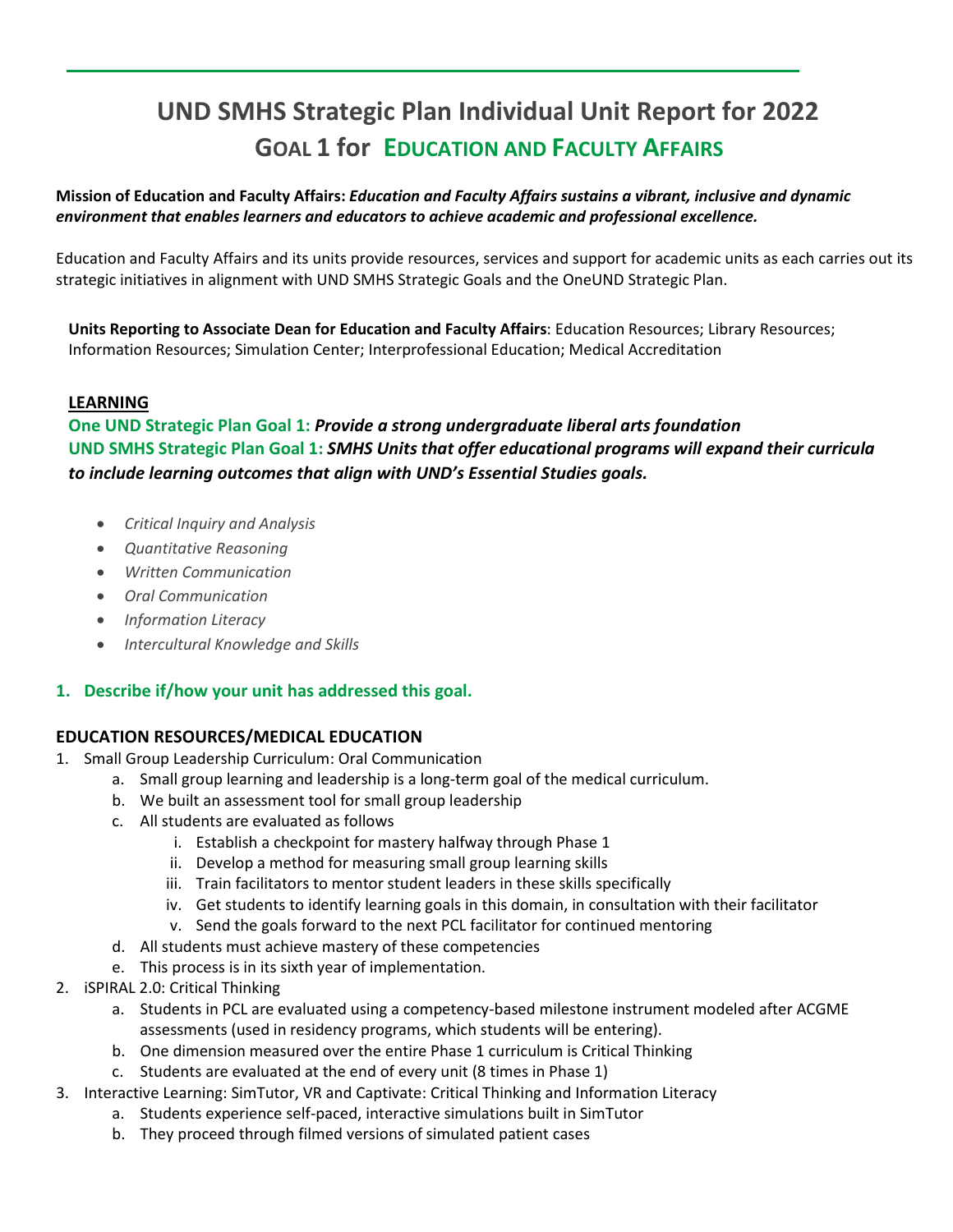# UND SMHS Strategic Plan Individual Unit Report for 2022

## GOAL 1 for EDUCATION AND FACULTY AFFAIRS

**Mission of Education and Faculty Affairs:** ***Education and Faculty Affairs sustains a vibrant, inclusive and dynamic environment that enables learners and educators to achieve academic and professional excellence.***

Education and Faculty Affairs and its units provide resources, services and support for academic units as each carries out its strategic initiatives in alignment with UND SMHS Strategic Goals and the OneUND Strategic Plan.

**Units Reporting to Associate Dean for Education and Faculty Affairs**: Education Resources; Library Resources; Information Resources; Simulation Center; Interprofessional Education; Medical Accreditation

**LEARNING**

**One UND Strategic Plan Goal 1:** ***Provide a strong undergraduate liberal arts foundation***
**UND SMHS Strategic Plan Goal 1:** ***SMHS Units that offer educational programs will expand their curricula to include learning outcomes that align with UND's Essential Studies goals.***

- *Critical Inquiry and Analysis*
- *Quantitative Reasoning*
- *Written Communication*
- *Oral Communication*
- *Information Literacy*
- *Intercultural Knowledge and Skills*

### 1. Describe if/how your unit has addressed this goal.

### EDUCATION RESOURCES/MEDICAL EDUCATION

1. Small Group Leadership Curriculum: Oral Communication
    a. Small group learning and leadership is a long-term goal of the medical curriculum.
    b. We built an assessment tool for small group leadership
    c. All students are evaluated as follows
        i. Establish a checkpoint for mastery halfway through Phase 1
        ii. Develop a method for measuring small group learning skills
        iii. Train facilitators to mentor student leaders in these skills specifically
        iv. Get students to identify learning goals in this domain, in consultation with their facilitator
        v. Send the goals forward to the next PCL facilitator for continued mentoring
    d. All students must achieve mastery of these competencies
    e. This process is in its sixth year of implementation.
2. iSPIRAL 2.0: Critical Thinking
    a. Students in PCL are evaluated using a competency-based milestone instrument modeled after ACGME assessments (used in residency programs, which students will be entering).
    b. One dimension measured over the entire Phase 1 curriculum is Critical Thinking
    c. Students are evaluated at the end of every unit (8 times in Phase 1)
3. Interactive Learning: SimTutor, VR and Captivate: Critical Thinking and Information Literacy
    a. Students experience self-paced, interactive simulations built in SimTutor
    b. They proceed through filmed versions of simulated patient cases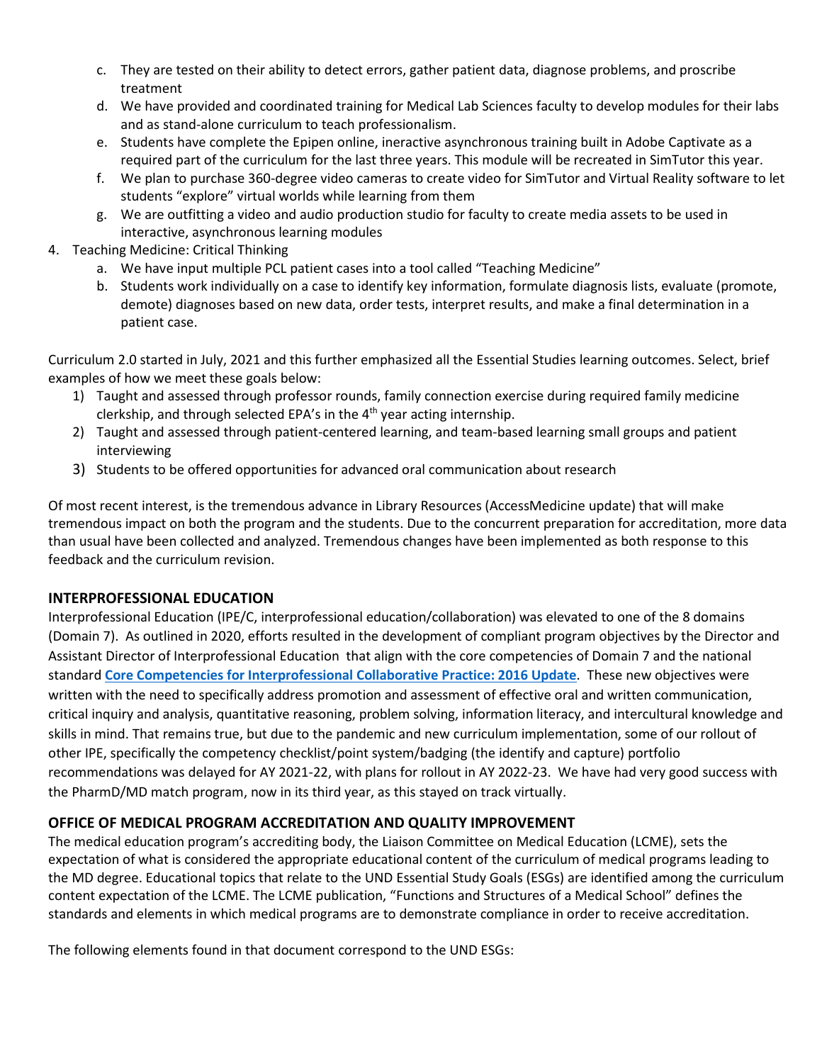c. They are tested on their ability to detect errors, gather patient data, diagnose problems, and proscribe treatment
   d. We have provided and coordinated training for Medical Lab Sciences faculty to develop modules for their labs and as stand-alone curriculum to teach professionalism.
   e. Students have complete the Epipen online, ineractive asynchronous training built in Adobe Captivate as a required part of the curriculum for the last three years. This module will be recreated in SimTutor this year.
   f. We plan to purchase 360-degree video cameras to create video for SimTutor and Virtual Reality software to let students "explore" virtual worlds while learning from them
   g. We are outfitting a video and audio production studio for faculty to create media assets to be used in interactive, asynchronous learning modules
4. Teaching Medicine: Critical Thinking
   a. We have input multiple PCL patient cases into a tool called "Teaching Medicine"
   b. Students work individually on a case to identify key information, formulate diagnosis lists, evaluate (promote, demote) diagnoses based on new data, order tests, interpret results, and make a final determination in a patient case.

Curriculum 2.0 started in July, 2021 and this further emphasized all the Essential Studies learning outcomes. Select, brief examples of how we meet these goals below:

1) Taught and assessed through professor rounds, family connection exercise during required family medicine clerkship, and through selected EPA's in the 4th year acting internship.
2) Taught and assessed through patient-centered learning, and team-based learning small groups and patient interviewing
3) Students to be offered opportunities for advanced oral communication about research

Of most recent interest, is the tremendous advance in Library Resources (AccessMedicine update) that will make tremendous impact on both the program and the students. Due to the concurrent preparation for accreditation, more data than usual have been collected and analyzed. Tremendous changes have been implemented as both response to this feedback and the curriculum revision.

## INTERPROFESSIONAL EDUCATION

Interprofessional Education (IPE/C, interprofessional education/collaboration) was elevated to one of the 8 domains (Domain 7). As outlined in 2020, efforts resulted in the development of compliant program objectives by the Director and Assistant Director of Interprofessional Education that align with the core competencies of Domain 7 and the national standard **Core Competencies for Interprofessional Collaborative Practice: 2016 Update**. These new objectives were written with the need to specifically address promotion and assessment of effective oral and written communication, critical inquiry and analysis, quantitative reasoning, problem solving, information literacy, and intercultural knowledge and skills in mind. That remains true, but due to the pandemic and new curriculum implementation, some of our rollout of other IPE, specifically the competency checklist/point system/badging (the identify and capture) portfolio recommendations was delayed for AY 2021-22, with plans for rollout in AY 2022-23. We have had very good success with the PharmD/MD match program, now in its third year, as this stayed on track virtually.

## OFFICE OF MEDICAL PROGRAM ACCREDITATION AND QUALITY IMPROVEMENT

The medical education program's accrediting body, the Liaison Committee on Medical Education (LCME), sets the expectation of what is considered the appropriate educational content of the curriculum of medical programs leading to the MD degree. Educational topics that relate to the UND Essential Study Goals (ESGs) are identified among the curriculum content expectation of the LCME. The LCME publication, "Functions and Structures of a Medical School" defines the standards and elements in which medical programs are to demonstrate compliance in order to receive accreditation.

The following elements found in that document correspond to the UND ESGs: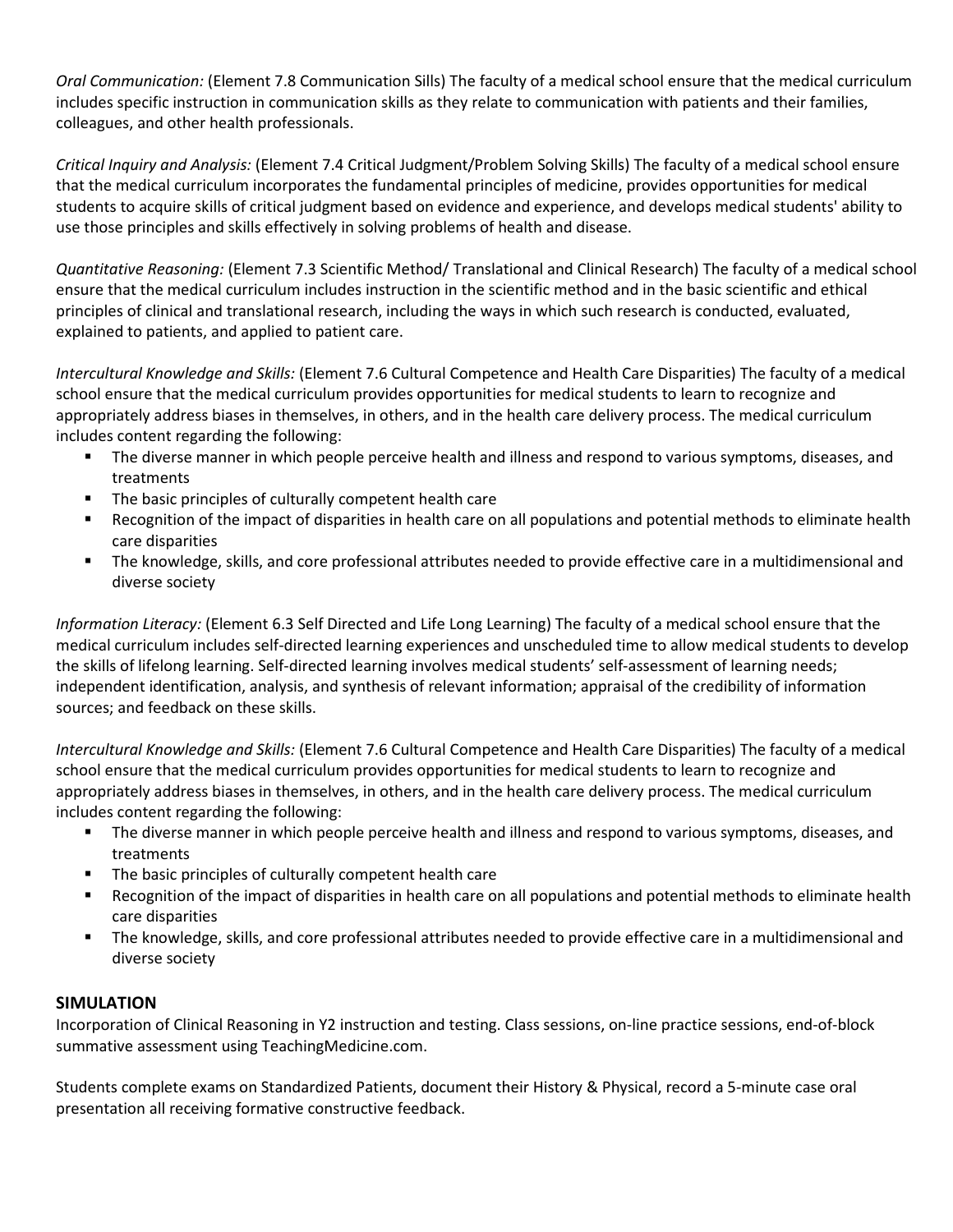*Oral Communication:* (Element 7.8 Communication Sills) The faculty of a medical school ensure that the medical curriculum includes specific instruction in communication skills as they relate to communication with patients and their families, colleagues, and other health professionals.

*Critical Inquiry and Analysis:* (Element 7.4 Critical Judgment/Problem Solving Skills) The faculty of a medical school ensure that the medical curriculum incorporates the fundamental principles of medicine, provides opportunities for medical students to acquire skills of critical judgment based on evidence and experience, and develops medical students' ability to use those principles and skills effectively in solving problems of health and disease.

*Quantitative Reasoning:* (Element 7.3 Scientific Method/ Translational and Clinical Research) The faculty of a medical school ensure that the medical curriculum includes instruction in the scientific method and in the basic scientific and ethical principles of clinical and translational research, including the ways in which such research is conducted, evaluated, explained to patients, and applied to patient care.

*Intercultural Knowledge and Skills:* (Element 7.6 Cultural Competence and Health Care Disparities) The faculty of a medical school ensure that the medical curriculum provides opportunities for medical students to learn to recognize and appropriately address biases in themselves, in others, and in the health care delivery process. The medical curriculum includes content regarding the following:

- The diverse manner in which people perceive health and illness and respond to various symptoms, diseases, and treatments
- The basic principles of culturally competent health care
- Recognition of the impact of disparities in health care on all populations and potential methods to eliminate health care disparities
- The knowledge, skills, and core professional attributes needed to provide effective care in a multidimensional and diverse society

*Information Literacy:* (Element 6.3 Self Directed and Life Long Learning) The faculty of a medical school ensure that the medical curriculum includes self-directed learning experiences and unscheduled time to allow medical students to develop the skills of lifelong learning. Self-directed learning involves medical students' self-assessment of learning needs; independent identification, analysis, and synthesis of relevant information; appraisal of the credibility of information sources; and feedback on these skills.

*Intercultural Knowledge and Skills:* (Element 7.6 Cultural Competence and Health Care Disparities) The faculty of a medical school ensure that the medical curriculum provides opportunities for medical students to learn to recognize and appropriately address biases in themselves, in others, and in the health care delivery process. The medical curriculum includes content regarding the following:

- The diverse manner in which people perceive health and illness and respond to various symptoms, diseases, and treatments
- The basic principles of culturally competent health care
- Recognition of the impact of disparities in health care on all populations and potential methods to eliminate health care disparities
- The knowledge, skills, and core professional attributes needed to provide effective care in a multidimensional and diverse society

## SIMULATION

Incorporation of Clinical Reasoning in Y2 instruction and testing. Class sessions, on-line practice sessions, end-of-block summative assessment using TeachingMedicine.com.

Students complete exams on Standardized Patients, document their History & Physical, record a 5-minute case oral presentation all receiving formative constructive feedback.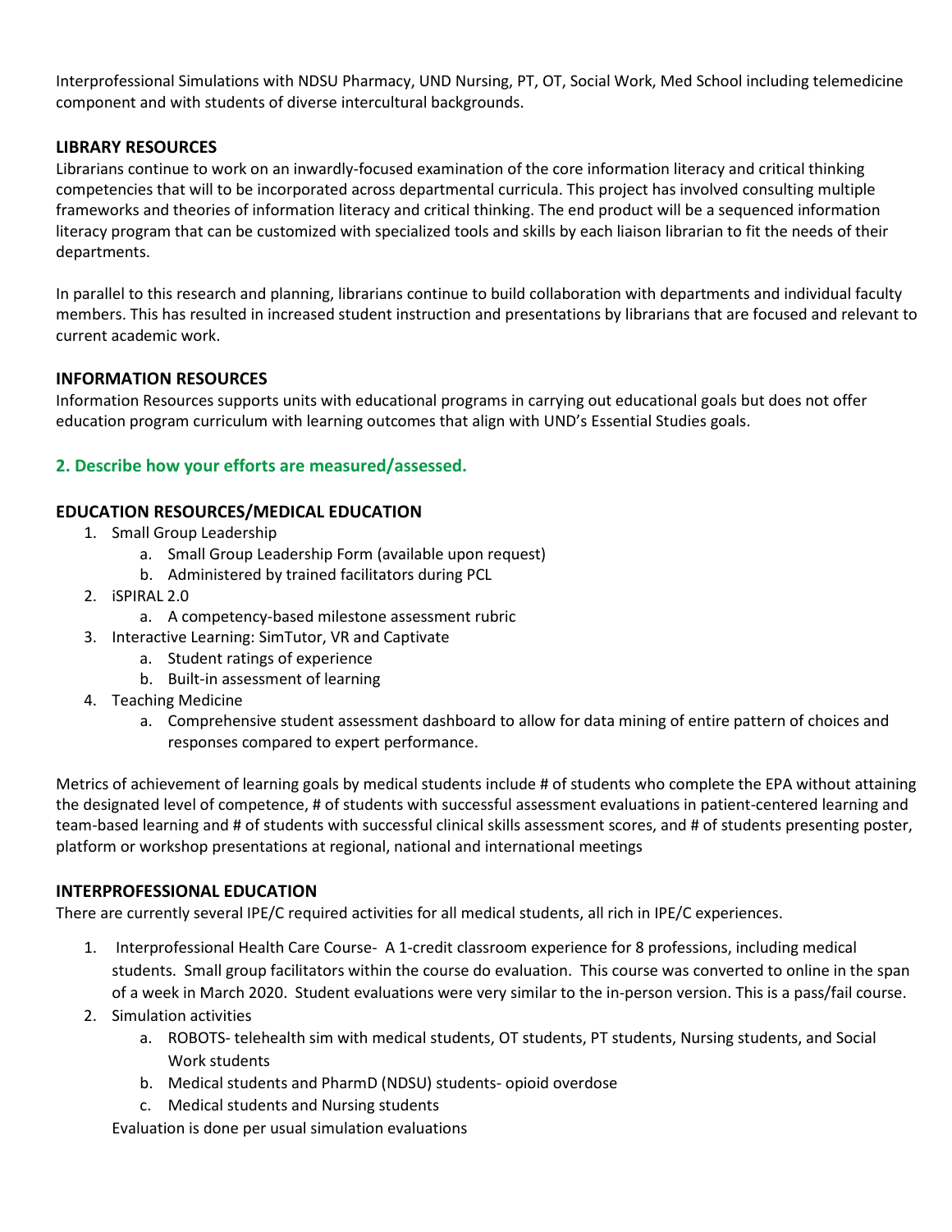Interprofessional Simulations with NDSU Pharmacy, UND Nursing, PT, OT, Social Work, Med School including telemedicine component and with students of diverse intercultural backgrounds.

### LIBRARY RESOURCES

Librarians continue to work on an inwardly-focused examination of the core information literacy and critical thinking competencies that will to be incorporated across departmental curricula. This project has involved consulting multiple frameworks and theories of information literacy and critical thinking. The end product will be a sequenced information literacy program that can be customized with specialized tools and skills by each liaison librarian to fit the needs of their departments.

In parallel to this research and planning, librarians continue to build collaboration with departments and individual faculty members. This has resulted in increased student instruction and presentations by librarians that are focused and relevant to current academic work.

### INFORMATION RESOURCES

Information Resources supports units with educational programs in carrying out educational goals but does not offer education program curriculum with learning outcomes that align with UND's Essential Studies goals.

## 2. Describe how your efforts are measured/assessed.

### EDUCATION RESOURCES/MEDICAL EDUCATION

1. Small Group Leadership
    a. Small Group Leadership Form (available upon request)
    b. Administered by trained facilitators during PCL
2. iSPIRAL 2.0
    a. A competency-based milestone assessment rubric
3. Interactive Learning: SimTutor, VR and Captivate
    a. Student ratings of experience
    b. Built-in assessment of learning
4. Teaching Medicine
    a. Comprehensive student assessment dashboard to allow for data mining of entire pattern of choices and responses compared to expert performance.

Metrics of achievement of learning goals by medical students include # of students who complete the EPA without attaining the designated level of competence, # of students with successful assessment evaluations in patient-centered learning and team-based learning and # of students with successful clinical skills assessment scores, and # of students presenting poster, platform or workshop presentations at regional, national and international meetings

### INTERPROFESSIONAL EDUCATION

There are currently several IPE/C required activities for all medical students, all rich in IPE/C experiences.

1. Interprofessional Health Care Course- A 1-credit classroom experience for 8 professions, including medical students. Small group facilitators within the course do evaluation. This course was converted to online in the span of a week in March 2020. Student evaluations were very similar to the in-person version. This is a pass/fail course.
2. Simulation activities
    a. ROBOTS- telehealth sim with medical students, OT students, PT students, Nursing students, and Social Work students
    b. Medical students and PharmD (NDSU) students- opioid overdose
    c. Medical students and Nursing students

    Evaluation is done per usual simulation evaluations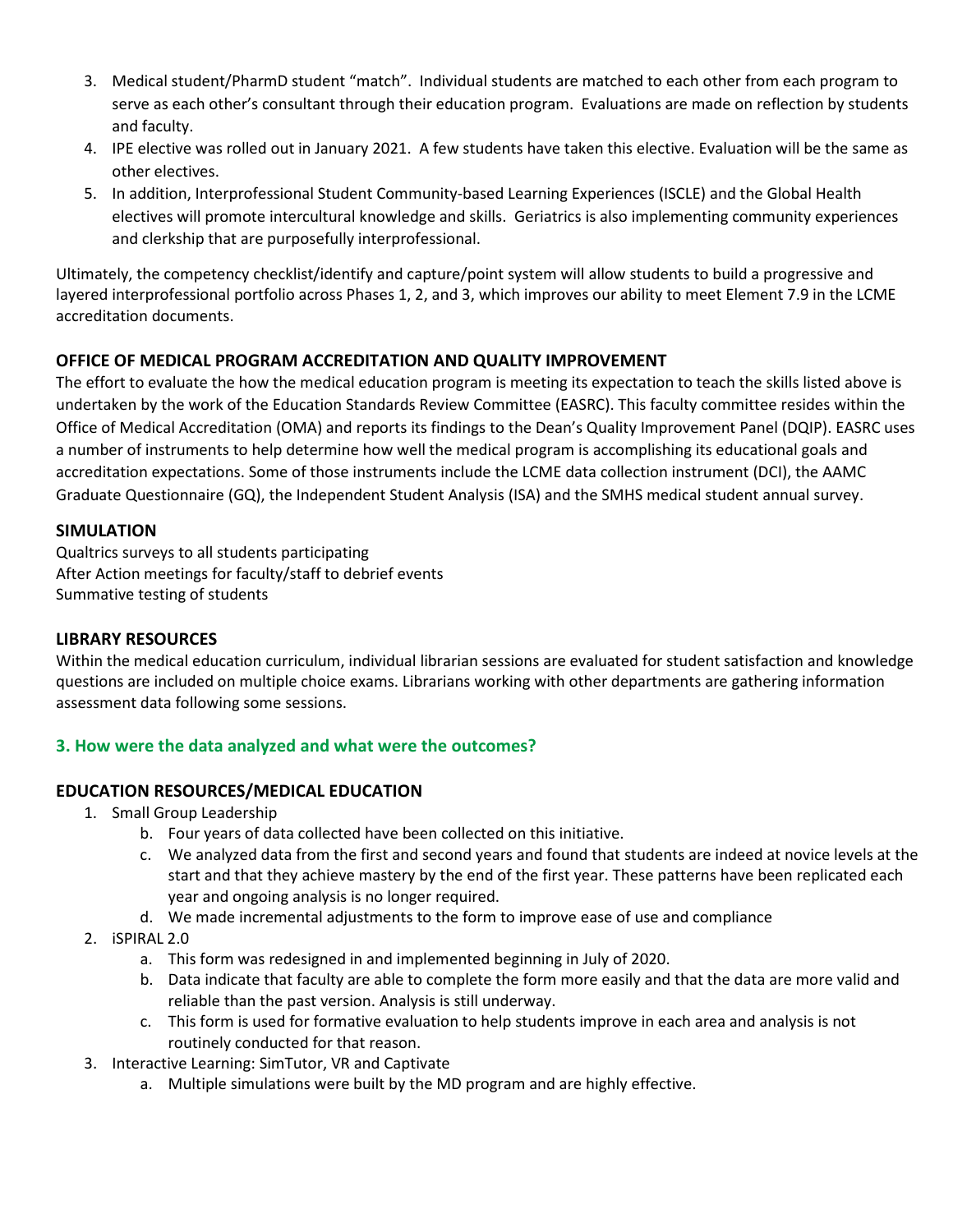3. Medical student/PharmD student "match". Individual students are matched to each other from each program to serve as each other's consultant through their education program. Evaluations are made on reflection by students and faculty.
4. IPE elective was rolled out in January 2021. A few students have taken this elective. Evaluation will be the same as other electives.
5. In addition, Interprofessional Student Community-based Learning Experiences (ISCLE) and the Global Health electives will promote intercultural knowledge and skills. Geriatrics is also implementing community experiences and clerkship that are purposefully interprofessional.

Ultimately, the competency checklist/identify and capture/point system will allow students to build a progressive and layered interprofessional portfolio across Phases 1, 2, and 3, which improves our ability to meet Element 7.9 in the LCME accreditation documents.

### OFFICE OF MEDICAL PROGRAM ACCREDITATION AND QUALITY IMPROVEMENT

The effort to evaluate the how the medical education program is meeting its expectation to teach the skills listed above is undertaken by the work of the Education Standards Review Committee (EASRC). This faculty committee resides within the Office of Medical Accreditation (OMA) and reports its findings to the Dean's Quality Improvement Panel (DQIP). EASRC uses a number of instruments to help determine how well the medical program is accomplishing its educational goals and accreditation expectations. Some of those instruments include the LCME data collection instrument (DCI), the AAMC Graduate Questionnaire (GQ), the Independent Student Analysis (ISA) and the SMHS medical student annual survey.

### SIMULATION

Qualtrics surveys to all students participating
After Action meetings for faculty/staff to debrief events
Summative testing of students

### LIBRARY RESOURCES

Within the medical education curriculum, individual librarian sessions are evaluated for student satisfaction and knowledge questions are included on multiple choice exams. Librarians working with other departments are gathering information assessment data following some sessions.

## 3. How were the data analyzed and what were the outcomes?

### EDUCATION RESOURCES/MEDICAL EDUCATION

1. Small Group Leadership
   b. Four years of data collected have been collected on this initiative.
   c. We analyzed data from the first and second years and found that students are indeed at novice levels at the start and that they achieve mastery by the end of the first year. These patterns have been replicated each year and ongoing analysis is no longer required.
   d. We made incremental adjustments to the form to improve ease of use and compliance
2. iSPIRAL 2.0
   a. This form was redesigned in and implemented beginning in July of 2020.
   b. Data indicate that faculty are able to complete the form more easily and that the data are more valid and reliable than the past version. Analysis is still underway.
   c. This form is used for formative evaluation to help students improve in each area and analysis is not routinely conducted for that reason.
3. Interactive Learning: SimTutor, VR and Captivate
   a. Multiple simulations were built by the MD program and are highly effective.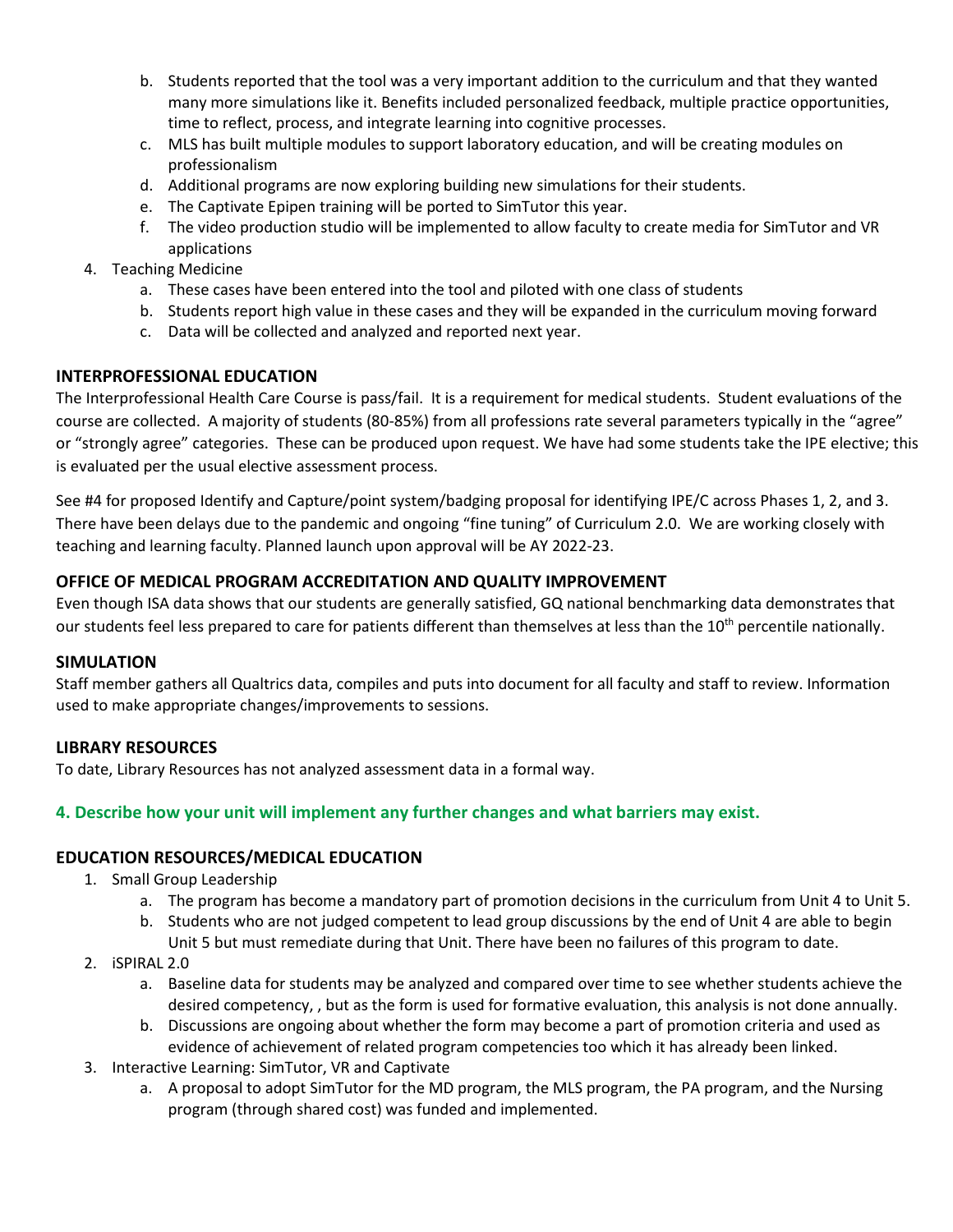b. Students reported that the tool was a very important addition to the curriculum and that they wanted many more simulations like it. Benefits included personalized feedback, multiple practice opportunities, time to reflect, process, and integrate learning into cognitive processes.
   c. MLS has built multiple modules to support laboratory education, and will be creating modules on professionalism
   d. Additional programs are now exploring building new simulations for their students.
   e. The Captivate Epipen training will be ported to SimTutor this year.
   f. The video production studio will be implemented to allow faculty to create media for SimTutor and VR applications
4. Teaching Medicine
   a. These cases have been entered into the tool and piloted with one class of students
   b. Students report high value in these cases and they will be expanded in the curriculum moving forward
   c. Data will be collected and analyzed and reported next year.

### INTERPROFESSIONAL EDUCATION

The Interprofessional Health Care Course is pass/fail. It is a requirement for medical students. Student evaluations of the course are collected. A majority of students (80-85%) from all professions rate several parameters typically in the "agree" or "strongly agree" categories. These can be produced upon request. We have had some students take the IPE elective; this is evaluated per the usual elective assessment process.

See #4 for proposed Identify and Capture/point system/badging proposal for identifying IPE/C across Phases 1, 2, and 3. There have been delays due to the pandemic and ongoing "fine tuning" of Curriculum 2.0. We are working closely with teaching and learning faculty. Planned launch upon approval will be AY 2022-23.

### OFFICE OF MEDICAL PROGRAM ACCREDITATION AND QUALITY IMPROVEMENT

Even though ISA data shows that our students are generally satisfied, GQ national benchmarking data demonstrates that our students feel less prepared to care for patients different than themselves at less than the 10th percentile nationally.

### SIMULATION

Staff member gathers all Qualtrics data, compiles and puts into document for all faculty and staff to review. Information used to make appropriate changes/improvements to sessions.

### LIBRARY RESOURCES

To date, Library Resources has not analyzed assessment data in a formal way.

## 4. Describe how your unit will implement any further changes and what barriers may exist.

### EDUCATION RESOURCES/MEDICAL EDUCATION

1. Small Group Leadership
   a. The program has become a mandatory part of promotion decisions in the curriculum from Unit 4 to Unit 5.
   b. Students who are not judged competent to lead group discussions by the end of Unit 4 are able to begin Unit 5 but must remediate during that Unit. There have been no failures of this program to date.
2. iSPIRAL 2.0
   a. Baseline data for students may be analyzed and compared over time to see whether students achieve the desired competency, , but as the form is used for formative evaluation, this analysis is not done annually.
   b. Discussions are ongoing about whether the form may become a part of promotion criteria and used as evidence of achievement of related program competencies too which it has already been linked.
3. Interactive Learning: SimTutor, VR and Captivate
   a. A proposal to adopt SimTutor for the MD program, the MLS program, the PA program, and the Nursing program (through shared cost) was funded and implemented.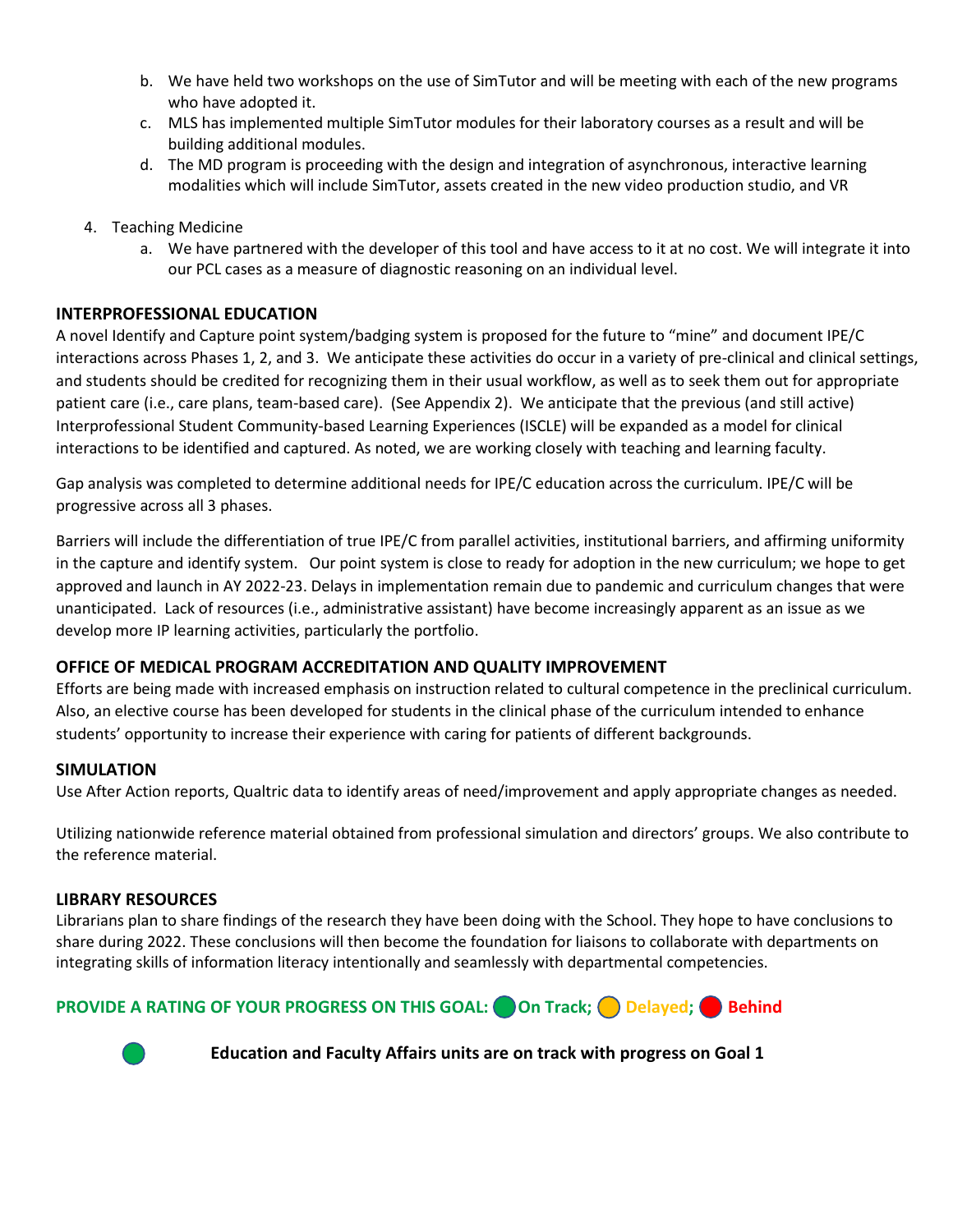b. We have held two workshops on the use of SimTutor and will be meeting with each of the new programs who have adopted it.
c. MLS has implemented multiple SimTutor modules for their laboratory courses as a result and will be building additional modules.
d. The MD program is proceeding with the design and integration of asynchronous, interactive learning modalities which will include SimTutor, assets created in the new video production studio, and VR

4. Teaching Medicine
   a. We have partnered with the developer of this tool and have access to it at no cost. We will integrate it into our PCL cases as a measure of diagnostic reasoning on an individual level.

**INTERPROFESSIONAL EDUCATION**

A novel Identify and Capture point system/badging system is proposed for the future to "mine" and document IPE/C interactions across Phases 1, 2, and 3. We anticipate these activities do occur in a variety of pre-clinical and clinical settings, and students should be credited for recognizing them in their usual workflow, as well as to seek them out for appropriate patient care (i.e., care plans, team-based care). (See Appendix 2). We anticipate that the previous (and still active) Interprofessional Student Community-based Learning Experiences (ISCLE) will be expanded as a model for clinical interactions to be identified and captured. As noted, we are working closely with teaching and learning faculty.

Gap analysis was completed to determine additional needs for IPE/C education across the curriculum. IPE/C will be progressive across all 3 phases.

Barriers will include the differentiation of true IPE/C from parallel activities, institutional barriers, and affirming uniformity in the capture and identify system. Our point system is close to ready for adoption in the new curriculum; we hope to get approved and launch in AY 2022-23. Delays in implementation remain due to pandemic and curriculum changes that were unanticipated. Lack of resources (i.e., administrative assistant) have become increasingly apparent as an issue as we develop more IP learning activities, particularly the portfolio.

**OFFICE OF MEDICAL PROGRAM ACCREDITATION AND QUALITY IMPROVEMENT**

Efforts are being made with increased emphasis on instruction related to cultural competence in the preclinical curriculum. Also, an elective course has been developed for students in the clinical phase of the curriculum intended to enhance students' opportunity to increase their experience with caring for patients of different backgrounds.

**SIMULATION**

Use After Action reports, Qualtric data to identify areas of need/improvement and apply appropriate changes as needed.

Utilizing nationwide reference material obtained from professional simulation and directors' groups. We also contribute to the reference material.

**LIBRARY RESOURCES**

Librarians plan to share findings of the research they have been doing with the School. They hope to have conclusions to share during 2022. These conclusions will then become the foundation for liaisons to collaborate with departments on integrating skills of information literacy intentionally and seamlessly with departmental competencies.

**PROVIDE A RATING OF YOUR PROGRESS ON THIS GOAL: ● On Track; ● Delayed; ● Behind**

● **Education and Faculty Affairs units are on track with progress on Goal 1**